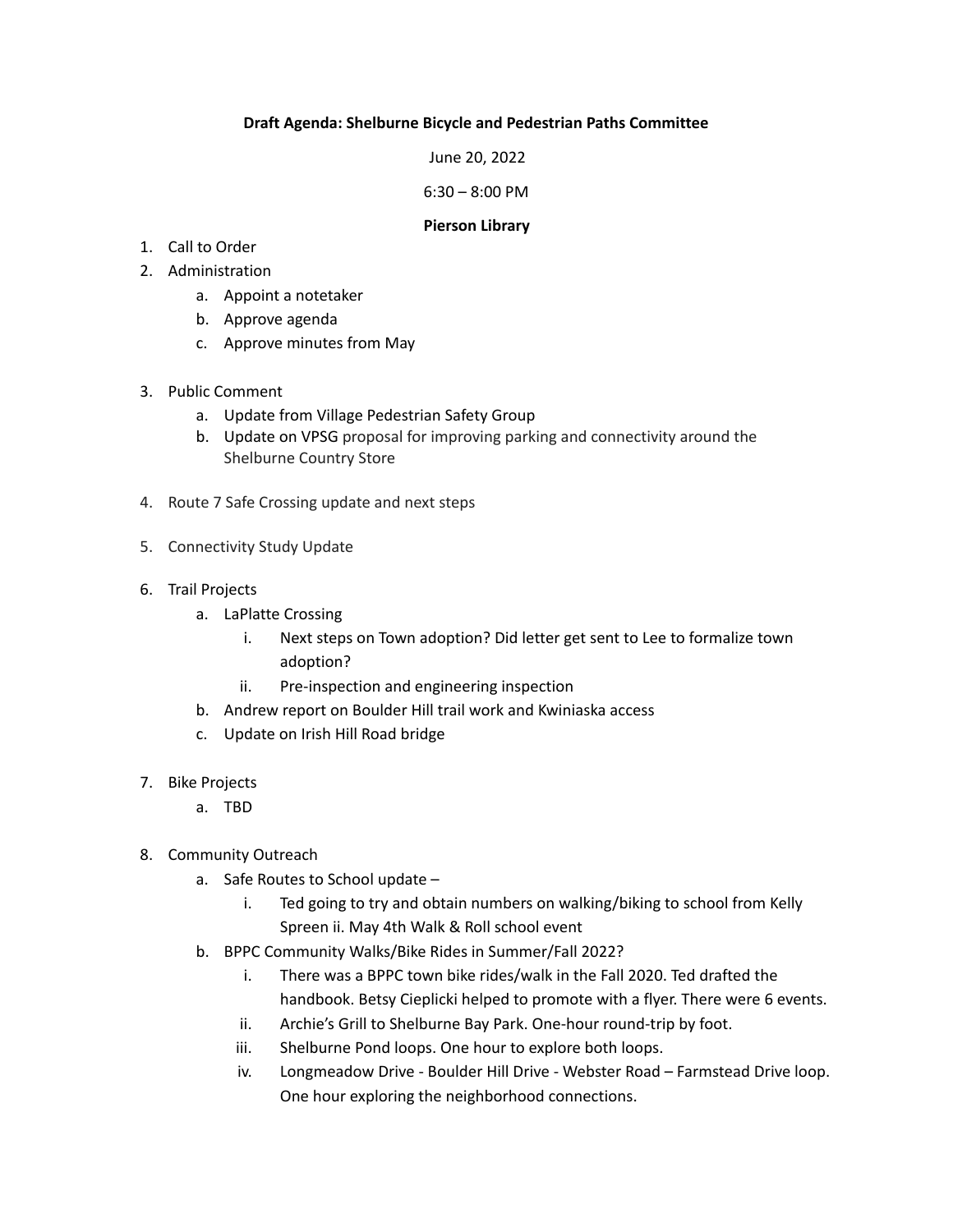**Draft Agenda: Shelburne Bicycle and Pedestrian Paths Committee**

June 20, 2022

6:30 – 8:00 PM

**Pierson Library**

1. Call to Order
2. Administration
    a. Appoint a notetaker
    b. Approve agenda
    c. Approve minutes from May

3. Public Comment
    a. Update from Village Pedestrian Safety Group
    b. Update on VPSG proposal for improving parking and connectivity around the Shelburne Country Store

4. Route 7 Safe Crossing update and next steps

5. Connectivity Study Update

6. Trail Projects
    a. LaPlatte Crossing
        i. Next steps on Town adoption? Did letter get sent to Lee to formalize town adoption?
        ii. Pre-inspection and engineering inspection
    b. Andrew report on Boulder Hill trail work and Kwiniaska access
    c. Update on Irish Hill Road bridge

7. Bike Projects
    a. TBD

8. Community Outreach
    a. Safe Routes to School update –
        i. Ted going to try and obtain numbers on walking/biking to school from Kelly Spreen ii. May 4th Walk & Roll school event
    b. BPPC Community Walks/Bike Rides in Summer/Fall 2022?
        i. There was a BPPC town bike rides/walk in the Fall 2020. Ted drafted the handbook. Betsy Cieplicki helped to promote with a flyer. There were 6 events.
        ii. Archie's Grill to Shelburne Bay Park. One-hour round-trip by foot.
        iii. Shelburne Pond loops. One hour to explore both loops.
        iv. Longmeadow Drive - Boulder Hill Drive - Webster Road – Farmstead Drive loop. One hour exploring the neighborhood connections.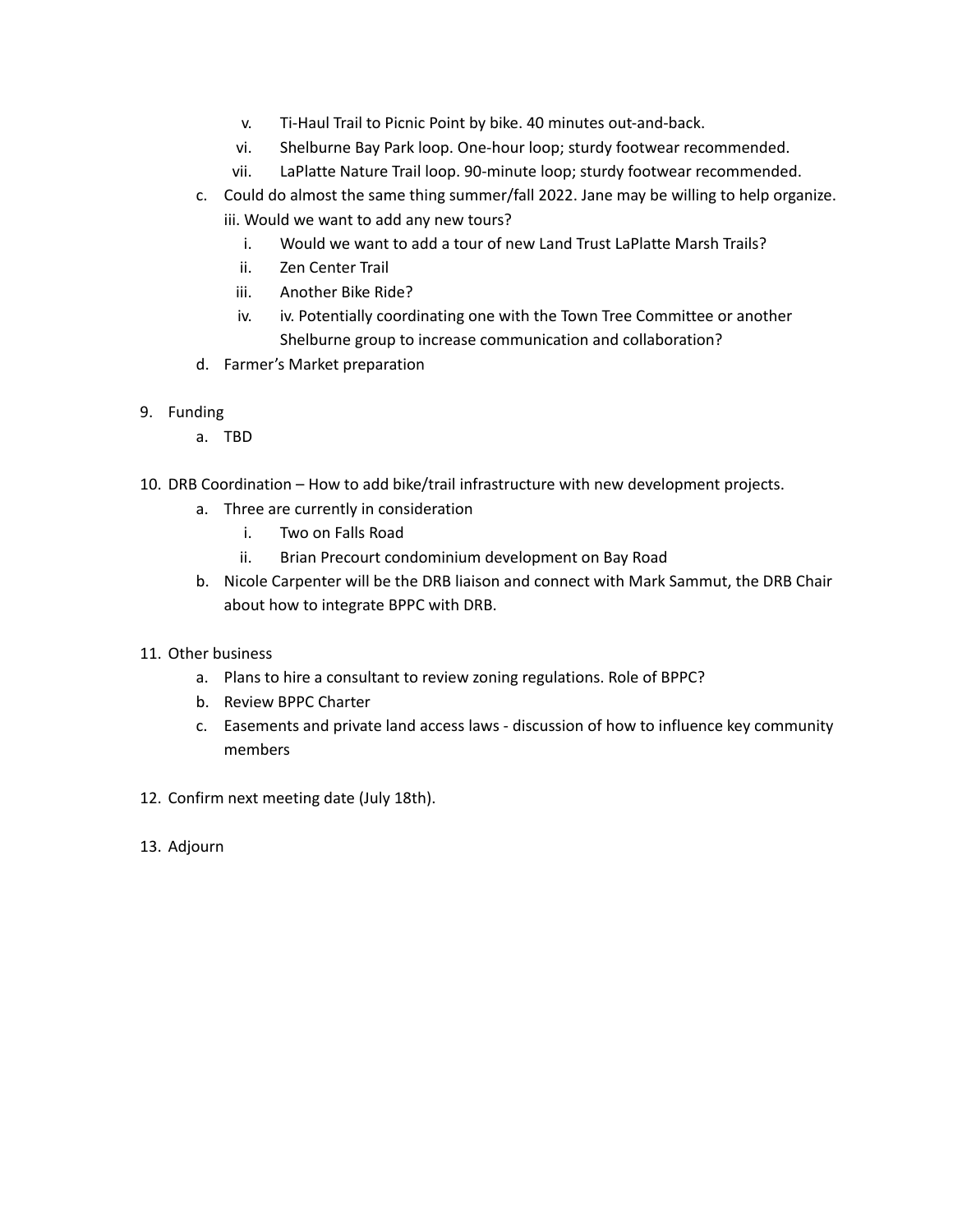v. Ti-Haul Trail to Picnic Point by bike. 40 minutes out-and-back.
   vi. Shelburne Bay Park loop. One-hour loop; sturdy footwear recommended.
   vii. LaPlatte Nature Trail loop. 90-minute loop; sturdy footwear recommended.
c. Could do almost the same thing summer/fall 2022. Jane may be willing to help organize.
   iii. Would we want to add any new tours?
      i. Would we want to add a tour of new Land Trust LaPlatte Marsh Trails?
      ii. Zen Center Trail
      iii. Another Bike Ride?
      iv. iv. Potentially coordinating one with the Town Tree Committee or another Shelburne group to increase communication and collaboration?
d. Farmer's Market preparation

9. Funding
   a. TBD

10. DRB Coordination – How to add bike/trail infrastructure with new development projects.
    a. Three are currently in consideration
       i. Two on Falls Road
       ii. Brian Precourt condominium development on Bay Road
    b. Nicole Carpenter will be the DRB liaison and connect with Mark Sammut, the DRB Chair about how to integrate BPPC with DRB.

11. Other business
    a. Plans to hire a consultant to review zoning regulations. Role of BPPC?
    b. Review BPPC Charter
    c. Easements and private land access laws - discussion of how to influence key community members

12. Confirm next meeting date (July 18th).

13. Adjourn